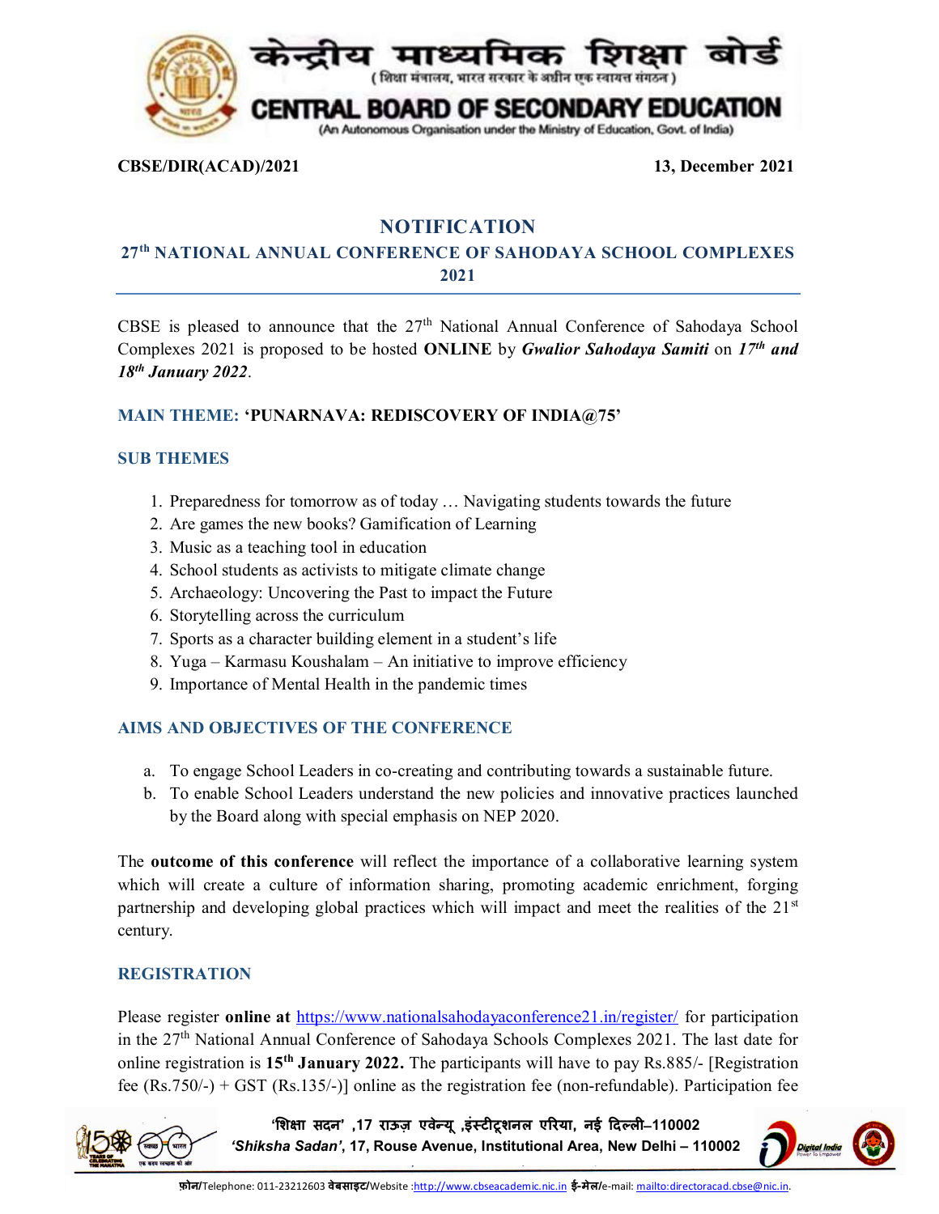केन्द्रीय माध्यमिक शिक्षा बोर्ड
(शिक्षा मंत्रालय, भारत सरकार के अधीन एक स्वायत्त संगठन)

CENTRAL BOARD OF SECONDARY EDUCATION
(An Autonomous Organisation under the Ministry of Education, Govt. of India)

**CBSE/DIR(ACAD)/2021** **13, December 2021**

## NOTIFICATION

### 27th NATIONAL ANNUAL CONFERENCE OF SAHODAYA SCHOOL COMPLEXES 2021

CBSE is pleased to announce that the 27th National Annual Conference of Sahodaya School Complexes 2021 is proposed to be hosted **ONLINE** by ***Gwalior Sahodaya Samiti*** on ***17th and 18th January 2022***.

**MAIN THEME: 'PUNARNAVA: REDISCOVERY OF INDIA@75'**

### SUB THEMES

1. Preparedness for tomorrow as of today … Navigating students towards the future
2. Are games the new books? Gamification of Learning
3. Music as a teaching tool in education
4. School students as activists to mitigate climate change
5. Archaeology: Uncovering the Past to impact the Future
6. Storytelling across the curriculum
7. Sports as a character building element in a student's life
8. Yuga – Karmasu Koushalam – An initiative to improve efficiency
9. Importance of Mental Health in the pandemic times

### AIMS AND OBJECTIVES OF THE CONFERENCE

a. To engage School Leaders in co-creating and contributing towards a sustainable future.
b. To enable School Leaders understand the new policies and innovative practices launched by the Board along with special emphasis on NEP 2020.

The **outcome of this conference** will reflect the importance of a collaborative learning system which will create a culture of information sharing, promoting academic enrichment, forging partnership and developing global practices which will impact and meet the realities of the 21st century.

### REGISTRATION

Please register **online at** https://www.nationalsahodayaconference21.in/register/ for participation in the 27th National Annual Conference of Sahodaya Schools Complexes 2021. The last date for online registration is **15th January 2022.** The participants will have to pay Rs.885/- [Registration fee (Rs.750/-) + GST (Rs.135/-)] online as the registration fee (non-refundable). Participation fee

'शिक्षा सदन' ,17 राऊज़ एवेन्यू ,इंस्टीटूशनल एरिया, नई दिल्ली–110002
*'Shiksha Sadan'*, 17, Rouse Avenue, Institutional Area, New Delhi – 110002

फ़ोन/Telephone: 011-23212603 वेबसाइट/Website :http://www.cbseacademic.nic.in ई-मेल/e-mail: mailto:directoracad.cbse@nic.in.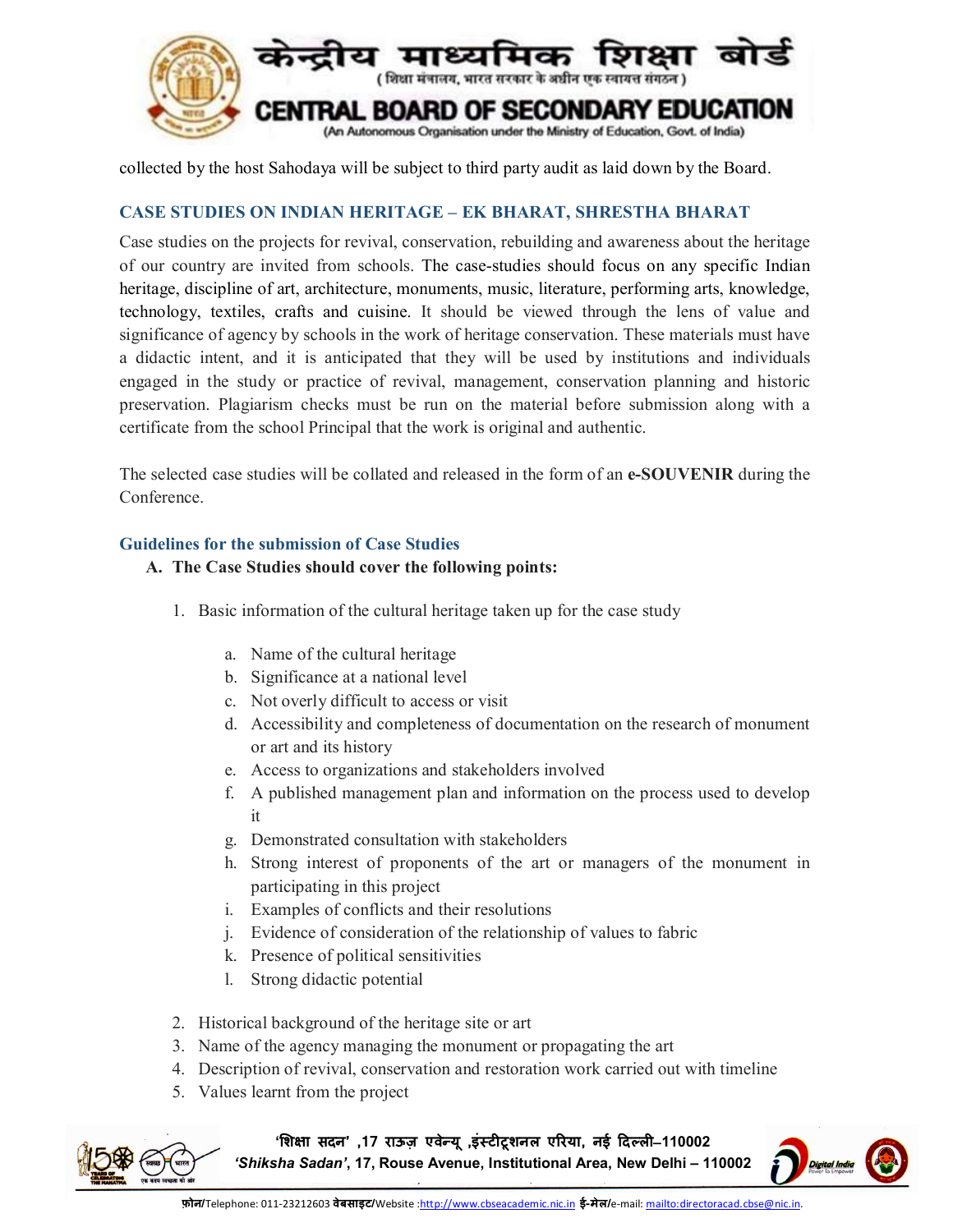collected by the host Sahodaya will be subject to third party audit as laid down by the Board.

## CASE STUDIES ON INDIAN HERITAGE – EK BHARAT, SHRESTHA BHARAT

Case studies on the projects for revival, conservation, rebuilding and awareness about the heritage of our country are invited from schools. The case-studies should focus on any specific Indian heritage, discipline of art, architecture, monuments, music, literature, performing arts, knowledge, technology, textiles, crafts and cuisine. It should be viewed through the lens of value and significance of agency by schools in the work of heritage conservation. These materials must have a didactic intent, and it is anticipated that they will be used by institutions and individuals engaged in the study or practice of revival, management, conservation planning and historic preservation. Plagiarism checks must be run on the material before submission along with a certificate from the school Principal that the work is original and authentic.

The selected case studies will be collated and released in the form of an **e-SOUVENIR** during the Conference.

### Guidelines for the submission of Case Studies

**A. The Case Studies should cover the following points:**

1. Basic information of the cultural heritage taken up for the case study
   a. Name of the cultural heritage
   b. Significance at a national level
   c. Not overly difficult to access or visit
   d. Accessibility and completeness of documentation on the research of monument or art and its history
   e. Access to organizations and stakeholders involved
   f. A published management plan and information on the process used to develop it
   g. Demonstrated consultation with stakeholders
   h. Strong interest of proponents of the art or managers of the monument in participating in this project
   i. Examples of conflicts and their resolutions
   j. Evidence of consideration of the relationship of values to fabric
   k. Presence of political sensitivities
   l. Strong didactic potential
2. Historical background of the heritage site or art
3. Name of the agency managing the monument or propagating the art
4. Description of revival, conservation and restoration work carried out with timeline
5. Values learnt from the project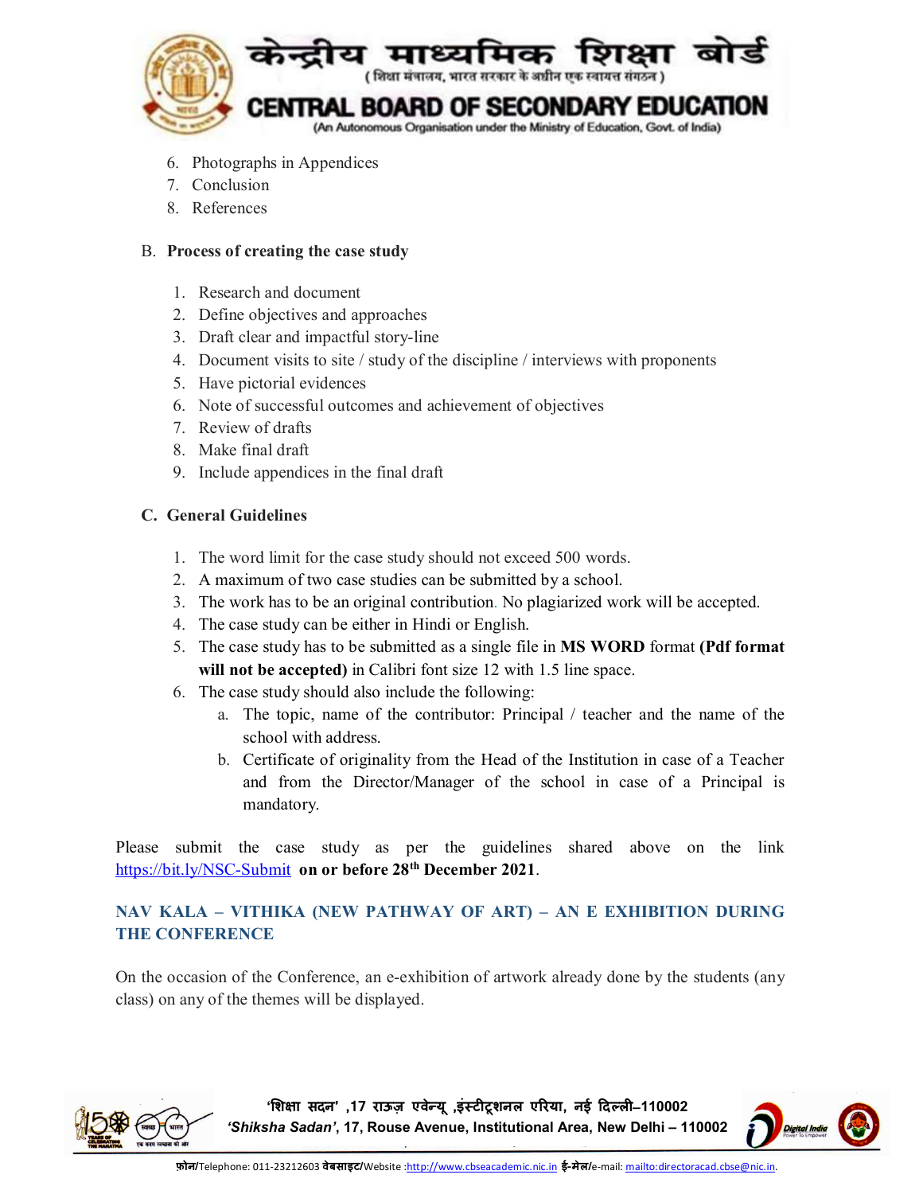6. Photographs in Appendices
7. Conclusion
8. References

B. **Process of creating the case study**

1. Research and document
2. Define objectives and approaches
3. Draft clear and impactful story-line
4. Document visits to site / study of the discipline / interviews with proponents
5. Have pictorial evidences
6. Note of successful outcomes and achievement of objectives
7. Review of drafts
8. Make final draft
9. Include appendices in the final draft

C. **General Guidelines**

1. The word limit for the case study should not exceed 500 words.
2. A maximum of two case studies can be submitted by a school.
3. The work has to be an original contribution. No plagiarized work will be accepted.
4. The case study can be either in Hindi or English.
5. The case study has to be submitted as a single file in **MS WORD** format **(Pdf format will not be accepted)** in Calibri font size 12 with 1.5 line space.
6. The case study should also include the following:
   a. The topic, name of the contributor: Principal / teacher and the name of the school with address.
   b. Certificate of originality from the Head of the Institution in case of a Teacher and from the Director/Manager of the school in case of a Principal is mandatory.

Please submit the case study as per the guidelines shared above on the link https://bit.ly/NSC-Submit **on or before 28th December 2021**.

## NAV KALA – VITHIKA (NEW PATHWAY OF ART) – AN E EXHIBITION DURING THE CONFERENCE

On the occasion of the Conference, an e-exhibition of artwork already done by the students (any class) on any of the themes will be displayed.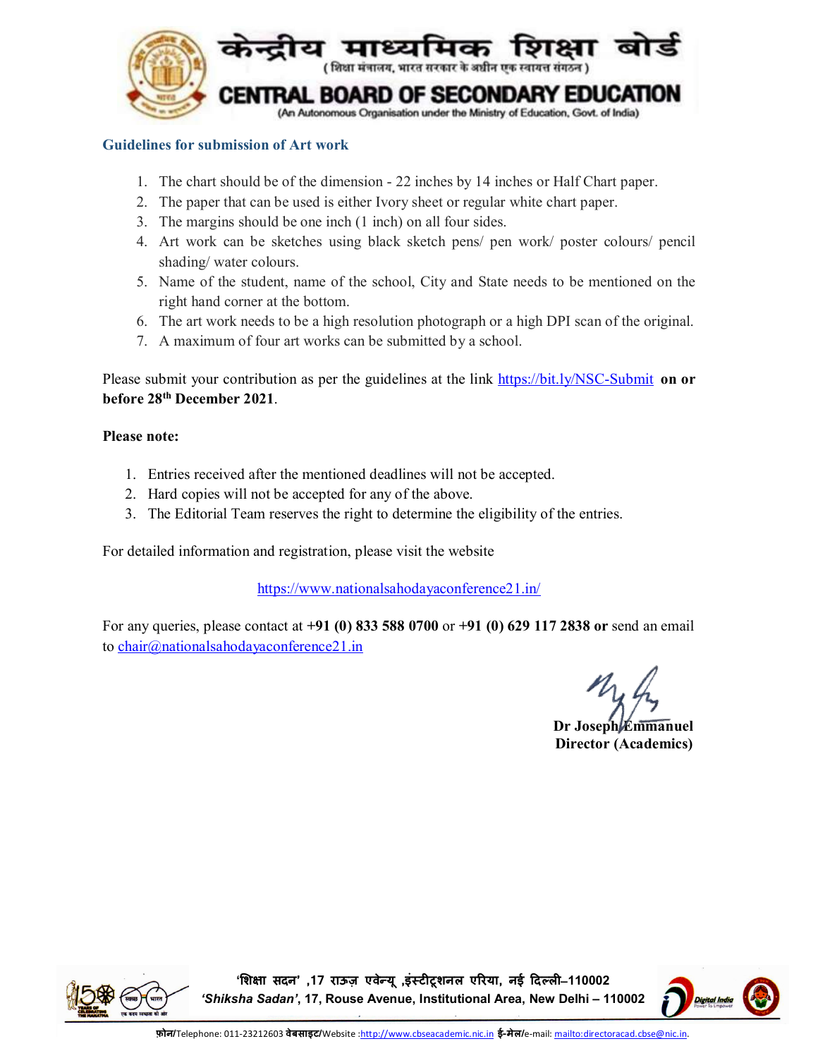# केन्द्रीय माध्यमिक शिक्षा बोर्ड

(शिक्षा मंत्रालय, भारत सरकार के अधीन एक स्वायत्त संगठन)

# CENTRAL BOARD OF SECONDARY EDUCATION

(An Autonomous Organisation under the Ministry of Education, Govt. of India)

## Guidelines for submission of Art work

1. The chart should be of the dimension - 22 inches by 14 inches or Half Chart paper.
2. The paper that can be used is either Ivory sheet or regular white chart paper.
3. The margins should be one inch (1 inch) on all four sides.
4. Art work can be sketches using black sketch pens/ pen work/ poster colours/ pencil shading/ water colours.
5. Name of the student, name of the school, City and State needs to be mentioned on the right hand corner at the bottom.
6. The art work needs to be a high resolution photograph or a high DPI scan of the original.
7. A maximum of four art works can be submitted by a school.

Please submit your contribution as per the guidelines at the link https://bit.ly/NSC-Submit **on or before 28th December 2021**.

**Please note:**

1. Entries received after the mentioned deadlines will not be accepted.
2. Hard copies will not be accepted for any of the above.
3. The Editorial Team reserves the right to determine the eligibility of the entries.

For detailed information and registration, please visit the website

https://www.nationalsahodayaconference21.in/

For any queries, please contact at **+91 (0) 833 588 0700** or **+91 (0) 629 117 2838 or** send an email to chair@nationalsahodayaconference21.in

**Dr Joseph Emmanuel**
**Director (Academics)**

'शिक्षा सदन' ,17 राऊज़ एवेन्यू ,इंस्टीट्यूशनल एरिया, नई दिल्ली–110002
*'Shiksha Sadan'*, 17, Rouse Avenue, Institutional Area, New Delhi – 110002

फ़ोन/Telephone: 011-23212603 वेबसाइट/Website :http://www.cbseacademic.nic.in ई-मेल/e-mail: mailto:directoracad.cbse@nic.in.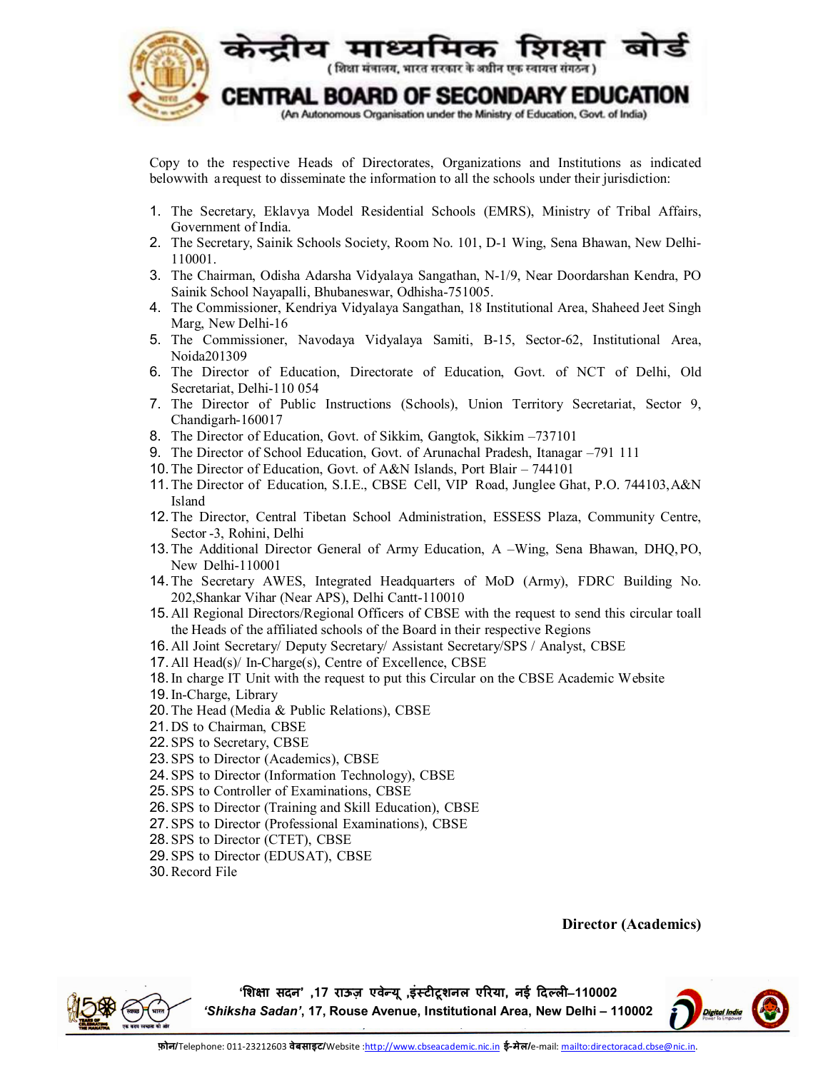Copy to the respective Heads of Directorates, Organizations and Institutions as indicated belowwith a request to disseminate the information to all the schools under their jurisdiction:

1. The Secretary, Eklavya Model Residential Schools (EMRS), Ministry of Tribal Affairs, Government of India.
2. The Secretary, Sainik Schools Society, Room No. 101, D-1 Wing, Sena Bhawan, New Delhi-110001.
3. The Chairman, Odisha Adarsha Vidyalaya Sangathan, N-1/9, Near Doordarshan Kendra, PO Sainik School Nayapalli, Bhubaneswar, Odhisha-751005.
4. The Commissioner, Kendriya Vidyalaya Sangathan, 18 Institutional Area, Shaheed Jeet Singh Marg, New Delhi-16
5. The Commissioner, Navodaya Vidyalaya Samiti, B-15, Sector-62, Institutional Area, Noida201309
6. The Director of Education, Directorate of Education, Govt. of NCT of Delhi, Old Secretariat, Delhi-110 054
7. The Director of Public Instructions (Schools), Union Territory Secretariat, Sector 9, Chandigarh-160017
8. The Director of Education, Govt. of Sikkim, Gangtok, Sikkim –737101
9. The Director of School Education, Govt. of Arunachal Pradesh, Itanagar –791 111
10. The Director of Education, Govt. of A&N Islands, Port Blair – 744101
11. The Director of Education, S.I.E., CBSE Cell, VIP Road, Junglee Ghat, P.O. 744103,A&N Island
12. The Director, Central Tibetan School Administration, ESSESS Plaza, Community Centre, Sector -3, Rohini, Delhi
13. The Additional Director General of Army Education, A –Wing, Sena Bhawan, DHQ,PO, New Delhi-110001
14. The Secretary AWES, Integrated Headquarters of MoD (Army), FDRC Building No. 202,Shankar Vihar (Near APS), Delhi Cantt-110010
15. All Regional Directors/Regional Officers of CBSE with the request to send this circular toall the Heads of the affiliated schools of the Board in their respective Regions
16. All Joint Secretary/ Deputy Secretary/ Assistant Secretary/SPS / Analyst, CBSE
17. All Head(s)/ In-Charge(s), Centre of Excellence, CBSE
18. In charge IT Unit with the request to put this Circular on the CBSE Academic Website
19. In-Charge, Library
20. The Head (Media & Public Relations), CBSE
21. DS to Chairman, CBSE
22. SPS to Secretary, CBSE
23. SPS to Director (Academics), CBSE
24. SPS to Director (Information Technology), CBSE
25. SPS to Controller of Examinations, CBSE
26. SPS to Director (Training and Skill Education), CBSE
27. SPS to Director (Professional Examinations), CBSE
28. SPS to Director (CTET), CBSE
29. SPS to Director (EDUSAT), CBSE
30. Record File

**Director (Academics)**